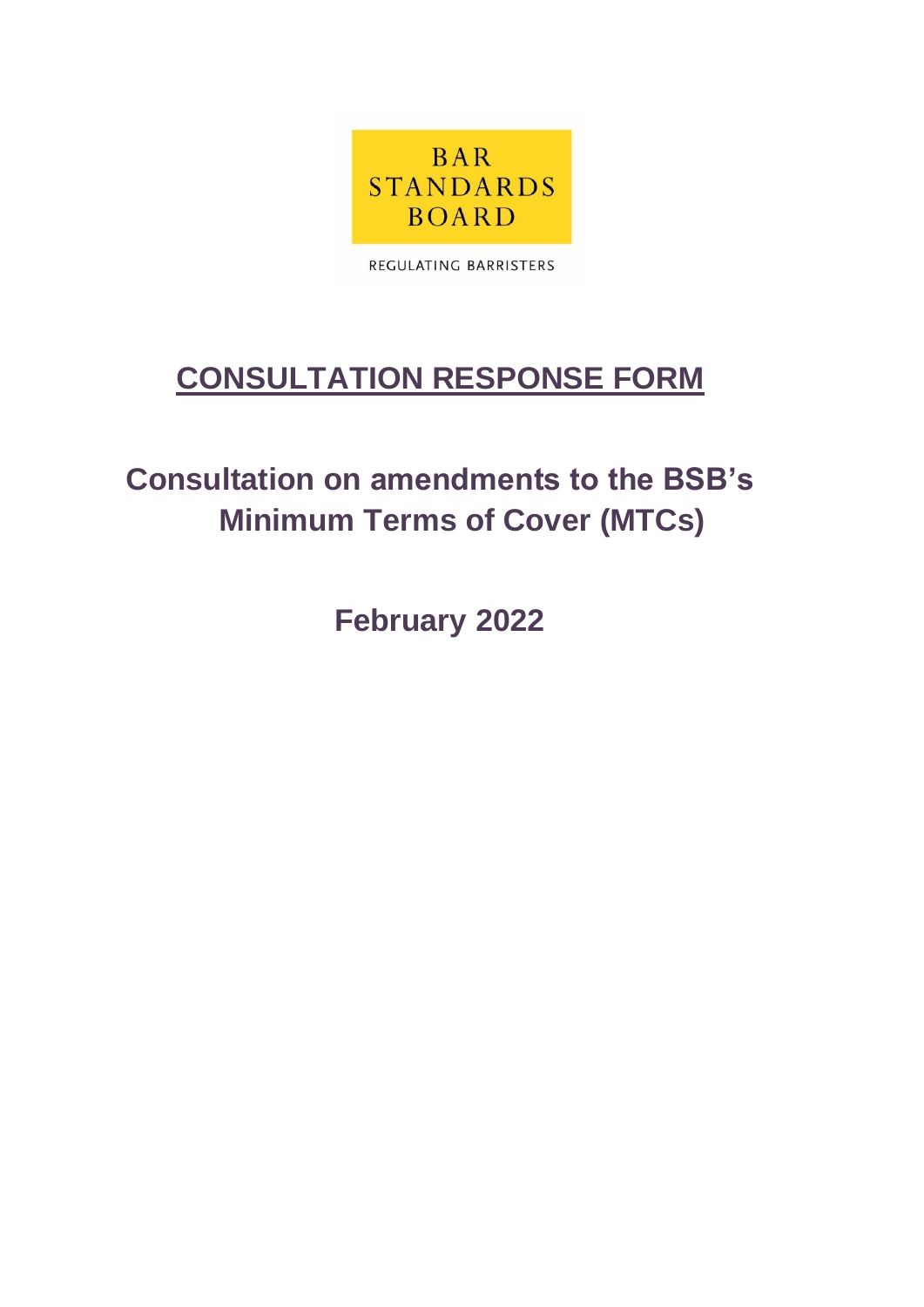BAR STANDARDS BOARD

REGULATING BARRISTERS

# CONSULTATION RESPONSE FORM

## Consultation on amendments to the BSB's Minimum Terms of Cover (MTCs)

## February 2022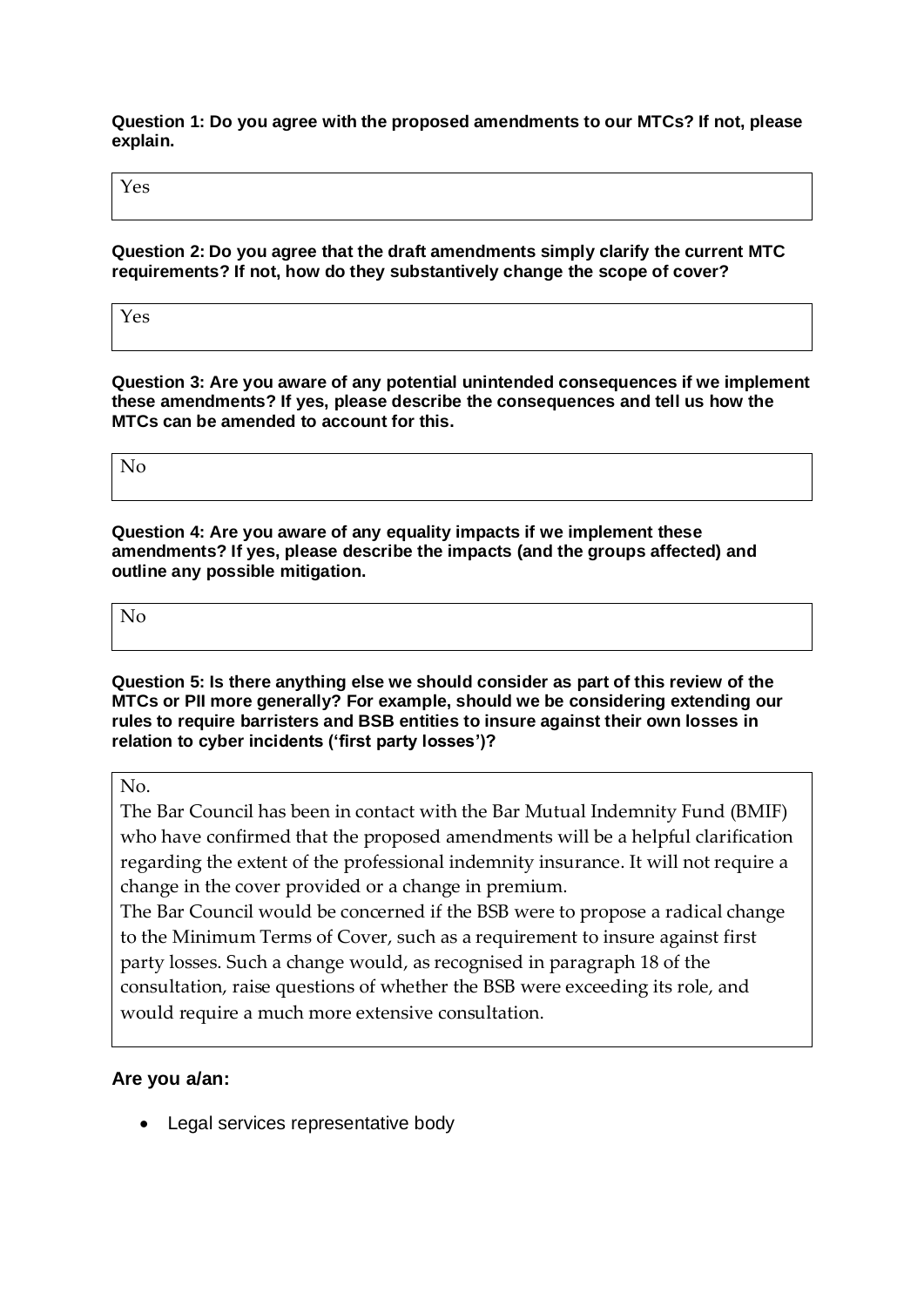**Question 1: Do you agree with the proposed amendments to our MTCs? If not, please explain.**

Yes

**Question 2: Do you agree that the draft amendments simply clarify the current MTC requirements? If not, how do they substantively change the scope of cover?**

Yes

**Question 3: Are you aware of any potential unintended consequences if we implement these amendments? If yes, please describe the consequences and tell us how the MTCs can be amended to account for this.**

No

**Question 4: Are you aware of any equality impacts if we implement these amendments? If yes, please describe the impacts (and the groups affected) and outline any possible mitigation.**

No

**Question 5: Is there anything else we should consider as part of this review of the MTCs or PII more generally? For example, should we be considering extending our rules to require barristers and BSB entities to insure against their own losses in relation to cyber incidents ('first party losses')?**

No.

The Bar Council has been in contact with the Bar Mutual Indemnity Fund (BMIF) who have confirmed that the proposed amendments will be a helpful clarification regarding the extent of the professional indemnity insurance. It will not require a change in the cover provided or a change in premium.

The Bar Council would be concerned if the BSB were to propose a radical change to the Minimum Terms of Cover, such as a requirement to insure against first party losses. Such a change would, as recognised in paragraph 18 of the consultation, raise questions of whether the BSB were exceeding its role, and would require a much more extensive consultation.

**Are you a/an:**

- Legal services representative body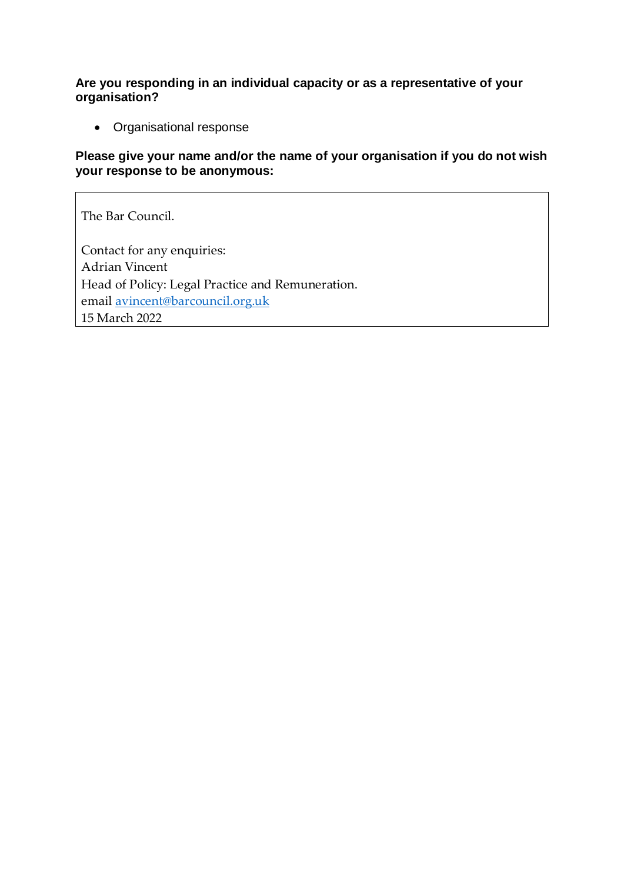**Are you responding in an individual capacity or as a representative of your organisation?**

- Organisational response

**Please give your name and/or the name of your organisation if you do not wish your response to be anonymous:**

The Bar Council.

Contact for any enquiries:
Adrian Vincent
Head of Policy: Legal Practice and Remuneration.
email [avincent@barcouncil.org.uk](mailto:avincent@barcouncil.org.uk)
15 March 2022